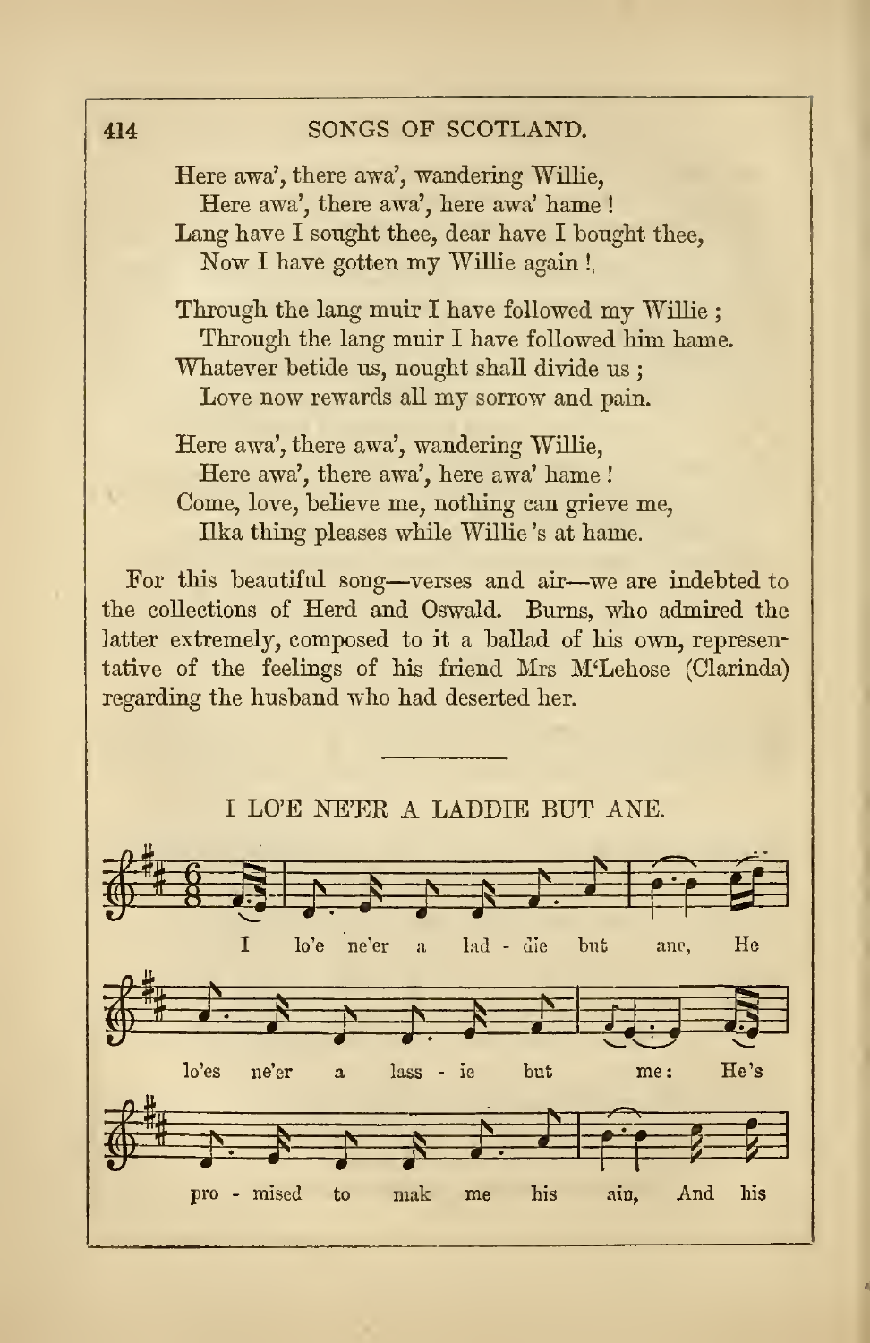Here awa', there awa', wandering Willie,
Here awa', there awa', here awa' hame!
Lang have I sought thee, dear have I bought thee,
Now I have gotten my Willie again!

Through the lang muir I have followed my Willie;
Through the lang muir I have followed him hame.
Whatever betide us, nought shall divide us;
Love now rewards all my sorrow and pain.

Here awa', there awa', wandering Willie,
Here awa', there awa', here awa' hame!
Come, love, believe me, nothing can grieve me,
Ilka thing pleases while Willie 's at hame.

For this beautiful song—verses and air—we are indebted to the collections of Herd and Oswald. Burns, who admired the latter extremely, composed to it a ballad of his own, representative of the feelings of his friend Mrs M'Lehose (Clarinda) regarding the husband who had deserted her.

---

## I LO'E NE'ER A LADDIE BUT ANE.

I lo'e ne'er a lad - die but ane, He lo'es ne'er a lass - ie but me: He's pro - mised to mak me his ain, And his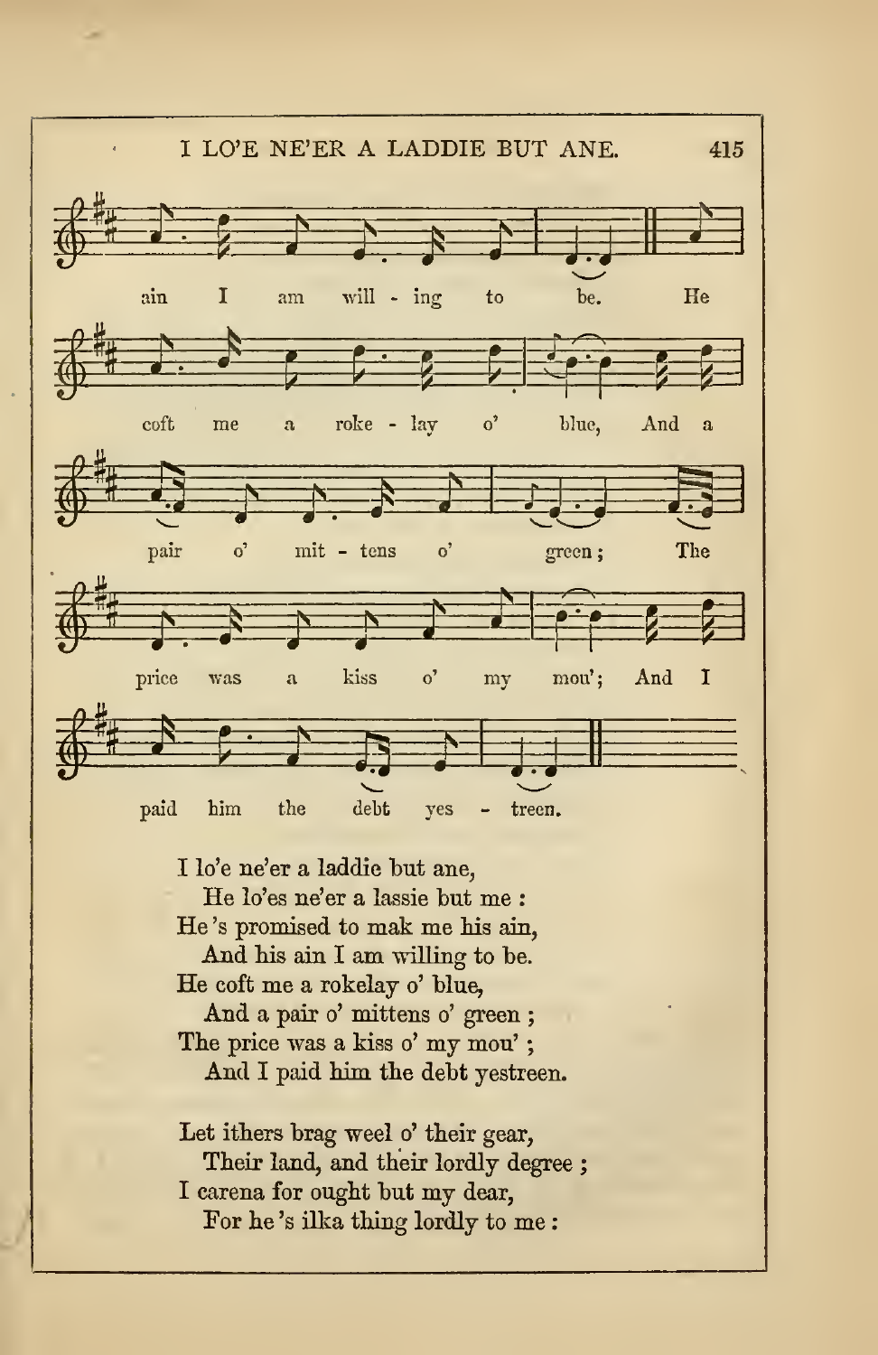I lo'e ne'er a laddie but ane,
  He lo'es ne'er a lassie but me :
He 's promised to mak me his ain,
  And his ain I am willing to be.
He coft me a rokelay o' blue,
  And a pair o' mittens o' green ;
The price was a kiss o' my mou' ;
  And I paid him the debt yestreen.

Let ithers brag weel o' their gear,
  Their land, and their lordly degree ;
I carena for ought but my dear,
  For he 's ilka thing lordly to me :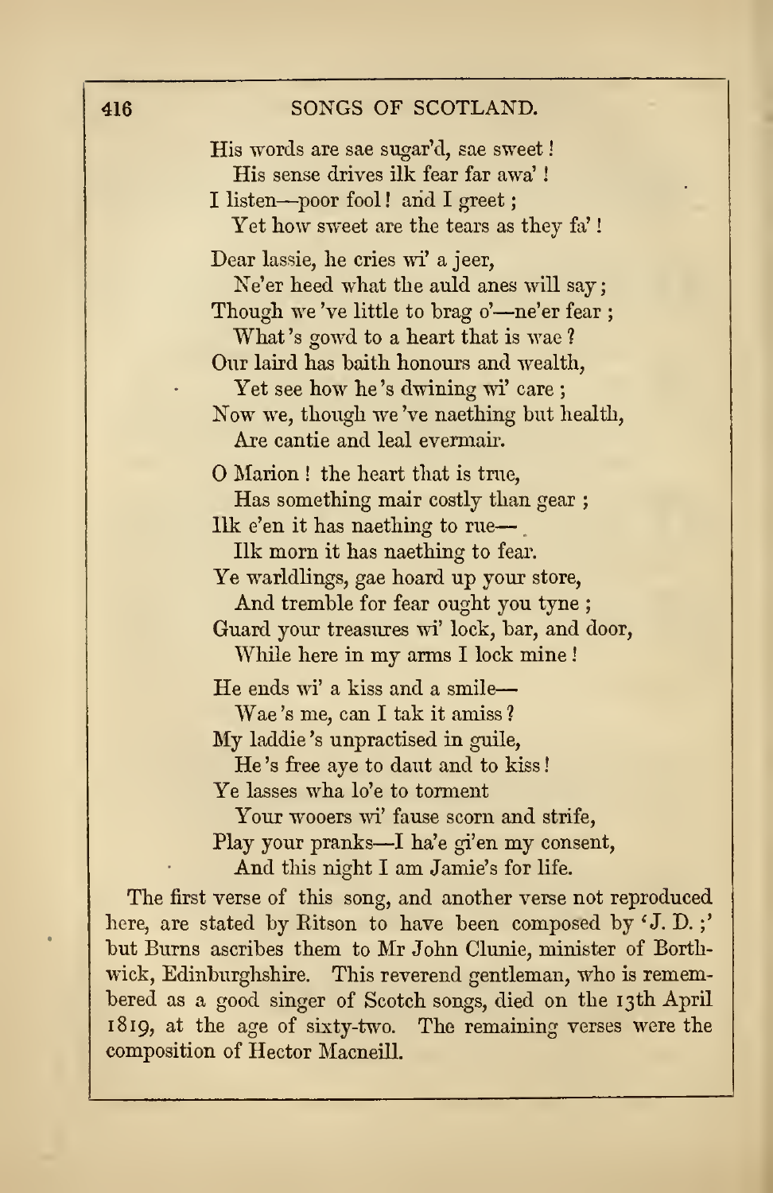His words are sae sugar'd, sae sweet!
  His sense drives ilk fear far awa'!
I listen—poor fool! and I greet;
  Yet how sweet are the tears as they fa'!

Dear lassie, he cries wi' a jeer,
  Ne'er heed what the auld anes will say;
Though we 've little to brag o'—ne'er fear;
  What 's gowd to a heart that is wae?
Our laird has baith honours and wealth,
  Yet see how he 's dwining wi' care;
Now we, though we 've naething but health,
  Are cantie and leal evermair.

O Marion! the heart that is true,
  Has something mair costly than gear;
Ilk e'en it has naething to rue—
  Ilk morn it has naething to fear.
Ye warldlings, gae hoard up your store,
  And tremble for fear ought you tyne;
Guard your treasures wi' lock, bar, and door,
  While here in my arms I lock mine!

He ends wi' a kiss and a smile—
  Wae 's me, can I tak it amiss?
My laddie 's unpractised in guile,
  He 's free aye to daut and to kiss!
Ye lasses wha lo'e to torment
  Your wooers wi' fause scorn and strife,
Play your pranks—I ha'e gi'en my consent,
  And this night I am Jamie's for life.

The first verse of this song, and another verse not reproduced here, are stated by Ritson to have been composed by 'J. D.;' but Burns ascribes them to Mr John Clunie, minister of Borthwick, Edinburghshire. This reverend gentleman, who is remembered as a good singer of Scotch songs, died on the 13th April 1819, at the age of sixty-two. The remaining verses were the composition of Hector Macneill.